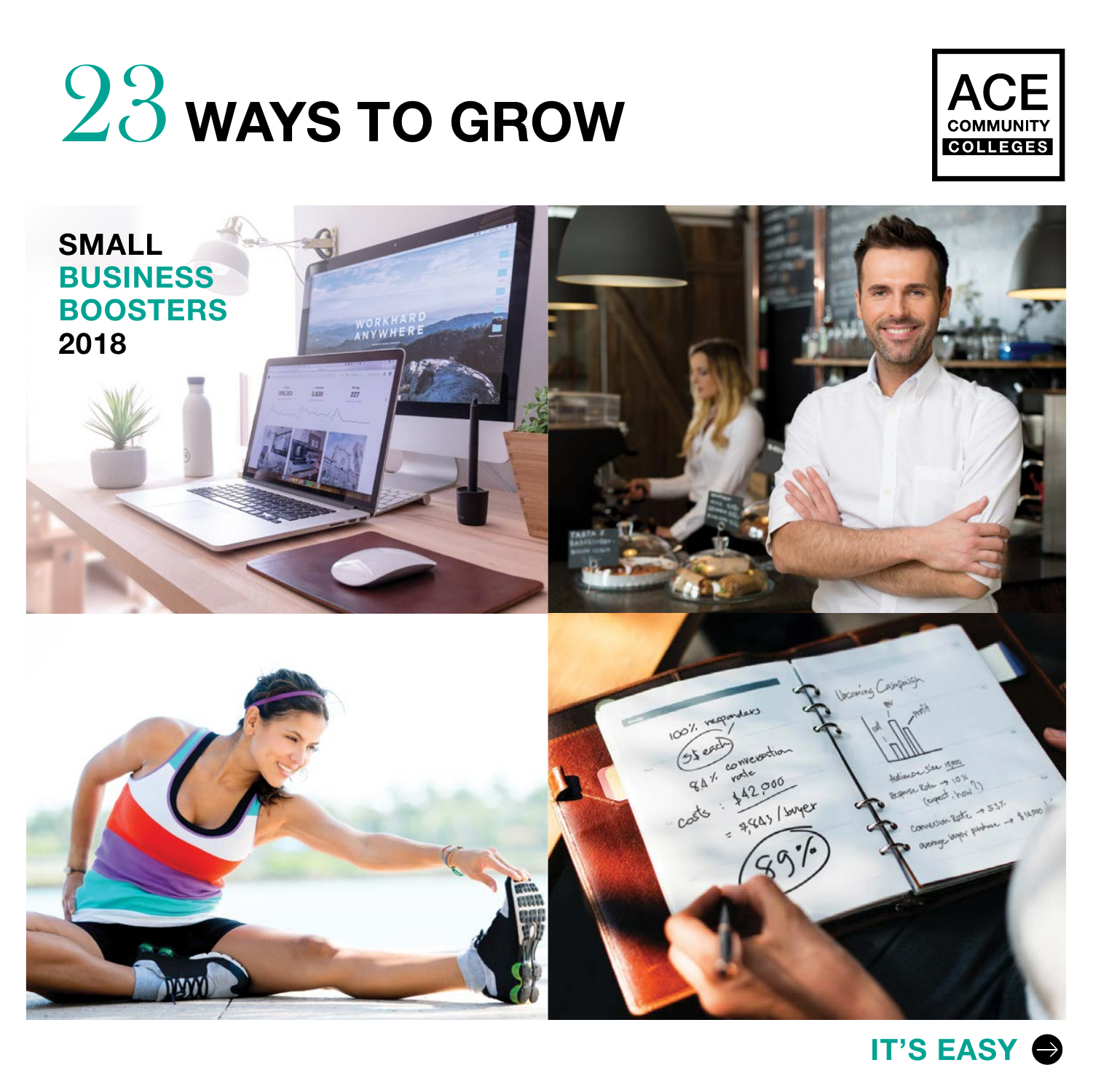# 23 WAYS TO GROW

ACE COMMUNITY COLLEGES

SMALL
**BUSINESS BOOSTERS**
2018

**IT'S EASY**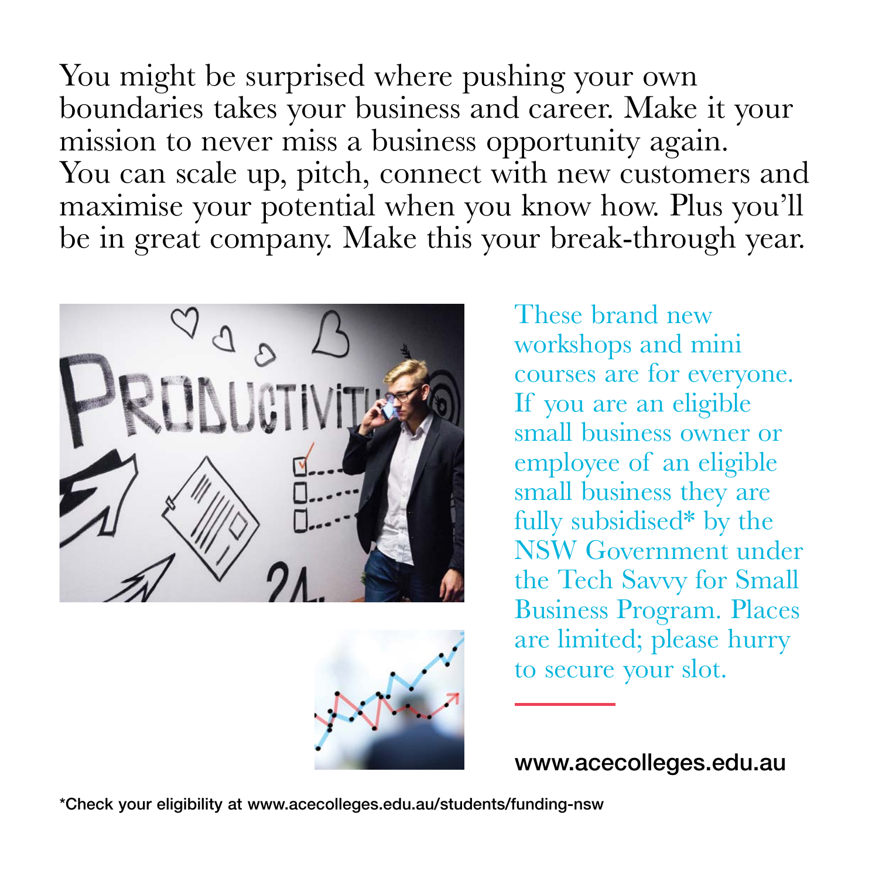You might be surprised where pushing your own boundaries takes your business and career. Make it your mission to never miss a business opportunity again. You can scale up, pitch, connect with new customers and maximise your potential when you know how. Plus you'll be in great company. Make this your break-through year.

These brand new workshops and mini courses are for everyone. If you are an eligible small business owner or employee of an eligible small business they are fully subsidised* by the NSW Government under the Tech Savvy for Small Business Program. Places are limited; please hurry to secure your slot.

www.acecolleges.edu.au

*Check your eligibility at www.acecolleges.edu.au/students/funding-nsw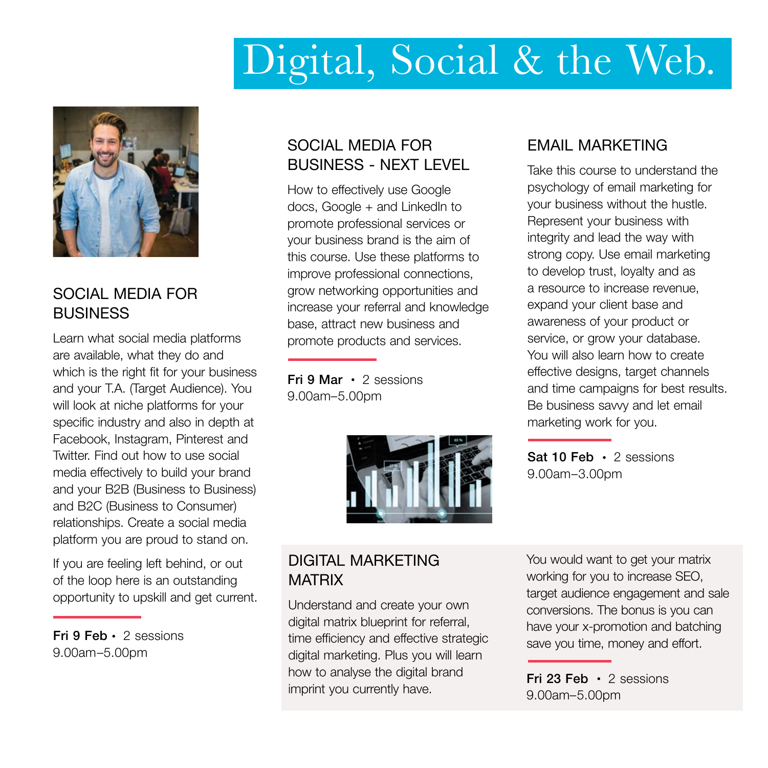# Digital, Social & the Web.

## SOCIAL MEDIA FOR BUSINESS

Learn what social media platforms are available, what they do and which is the right fit for your business and your T.A. (Target Audience). You will look at niche platforms for your specific industry and also in depth at Facebook, Instagram, Pinterest and Twitter. Find out how to use social media effectively to build your brand and your B2B (Business to Business) and B2C (Business to Consumer) relationships. Create a social media platform you are proud to stand on.

If you are feeling left behind, or out of the loop here is an outstanding opportunity to upskill and get current.

**Fri 9 Feb** • 2 sessions
9.00am–5.00pm

## SOCIAL MEDIA FOR BUSINESS - NEXT LEVEL

How to effectively use Google docs, Google + and LinkedIn to promote professional services or your business brand is the aim of this course. Use these platforms to improve professional connections, grow networking opportunities and increase your referral and knowledge base, attract new business and promote products and services.

**Fri 9 Mar** • 2 sessions
9.00am–5.00pm

## EMAIL MARKETING

Take this course to understand the psychology of email marketing for your business without the hustle. Represent your business with integrity and lead the way with strong copy. Use email marketing to develop trust, loyalty and as a resource to increase revenue, expand your client base and awareness of your product or service, or grow your database. You will also learn how to create effective designs, target channels and time campaigns for best results. Be business savvy and let email marketing work for you.

**Sat 10 Feb** • 2 sessions
9.00am–3.00pm

## DIGITAL MARKETING MATRIX

Understand and create your own digital matrix blueprint for referral, time efficiency and effective strategic digital marketing. Plus you will learn how to analyse the digital brand imprint you currently have.

You would want to get your matrix working for you to increase SEO, target audience engagement and sale conversions. The bonus is you can have your x-promotion and batching save you time, money and effort.

**Fri 23 Feb** • 2 sessions
9.00am–5.00pm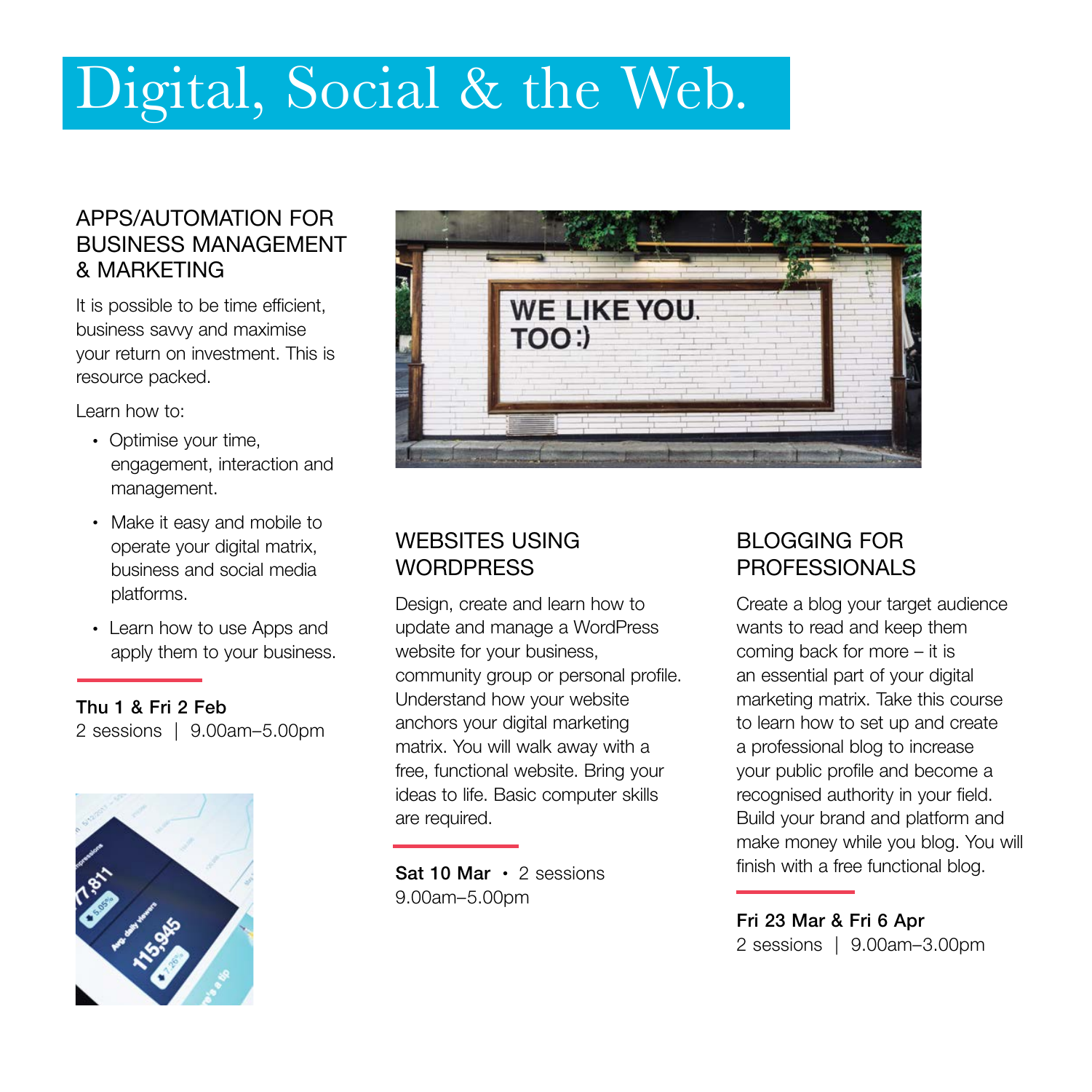# Digital, Social & the Web.

## APPS/AUTOMATION FOR BUSINESS MANAGEMENT & MARKETING

It is possible to be time efficient, business savvy and maximise your return on investment. This is resource packed.

Learn how to:

- Optimise your time, engagement, interaction and management.
- Make it easy and mobile to operate your digital matrix, business and social media platforms.
- Learn how to use Apps and apply them to your business.

**Thu 1 & Fri 2 Feb**
2 sessions | 9.00am–5.00pm

## WEBSITES USING WORDPRESS

Design, create and learn how to update and manage a WordPress website for your business, community group or personal profile. Understand how your website anchors your digital marketing matrix. You will walk away with a free, functional website. Bring your ideas to life. Basic computer skills are required.

**Sat 10 Mar** • 2 sessions
9.00am–5.00pm

## BLOGGING FOR PROFESSIONALS

Create a blog your target audience wants to read and keep them coming back for more – it is an essential part of your digital marketing matrix. Take this course to learn how to set up and create a professional blog to increase your public profile and become a recognised authority in your field. Build your brand and platform and make money while you blog. You will finish with a free functional blog.

**Fri 23 Mar & Fri 6 Apr**
2 sessions | 9.00am–3.00pm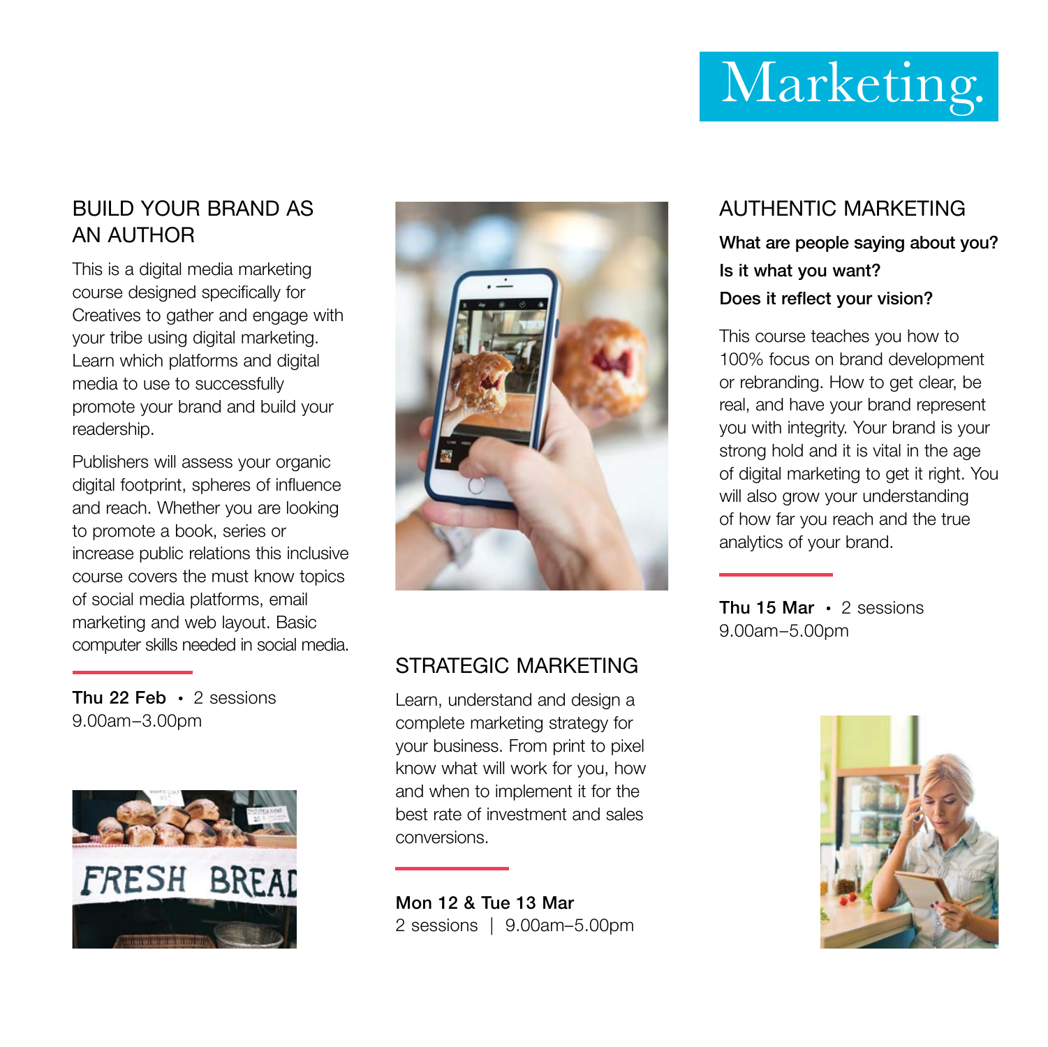# Marketing.

## BUILD YOUR BRAND AS AN AUTHOR

This is a digital media marketing course designed specifically for Creatives to gather and engage with your tribe using digital marketing. Learn which platforms and digital media to use to successfully promote your brand and build your readership.

Publishers will assess your organic digital footprint, spheres of influence and reach. Whether you are looking to promote a book, series or increase public relations this inclusive course covers the must know topics of social media platforms, email marketing and web layout. Basic computer skills needed in social media.

**Thu 22 Feb** • 2 sessions
9.00am–3.00pm

## STRATEGIC MARKETING

Learn, understand and design a complete marketing strategy for your business. From print to pixel know what will work for you, how and when to implement it for the best rate of investment and sales conversions.

**Mon 12 & Tue 13 Mar**
2 sessions | 9.00am–5.00pm

## AUTHENTIC MARKETING

**What are people saying about you?**

**Is it what you want?**

**Does it reflect your vision?**

This course teaches you how to 100% focus on brand development or rebranding. How to get clear, be real, and have your brand represent you with integrity. Your brand is your strong hold and it is vital in the age of digital marketing to get it right. You will also grow your understanding of how far you reach and the true analytics of your brand.

**Thu 15 Mar** • 2 sessions
9.00am–5.00pm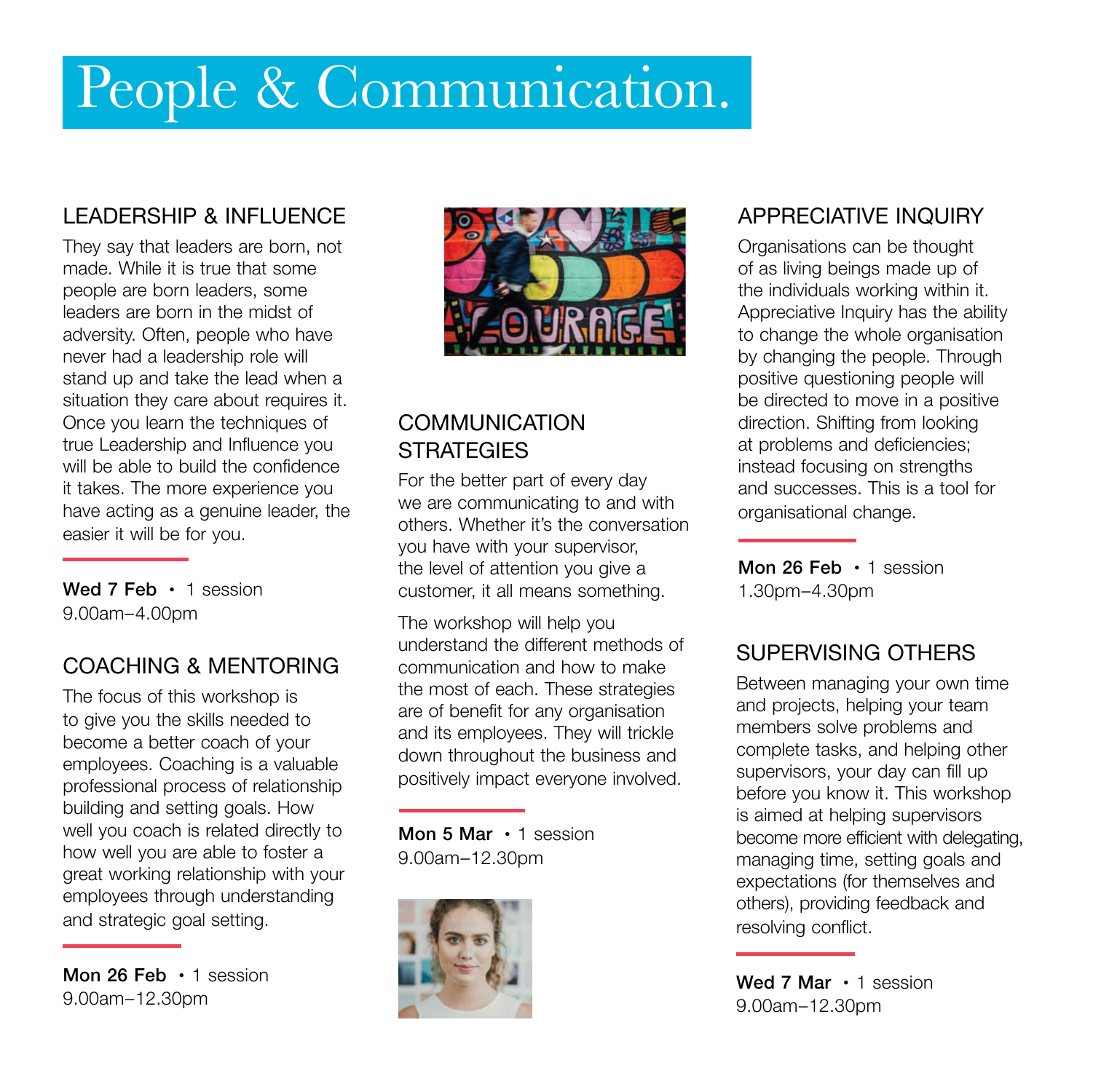# People & Communication.

## LEADERSHIP & INFLUENCE

They say that leaders are born, not made. While it is true that some people are born leaders, some leaders are born in the midst of adversity. Often, people who have never had a leadership role will stand up and take the lead when a situation they care about requires it. Once you learn the techniques of true Leadership and Influence you will be able to build the confidence it takes. The more experience you have acting as a genuine leader, the easier it will be for you.

**Wed 7 Feb** • 1 session
9.00am–4.00pm

## COACHING & MENTORING

The focus of this workshop is to give you the skills needed to become a better coach of your employees. Coaching is a valuable professional process of relationship building and setting goals. How well you coach is related directly to how well you are able to foster a great working relationship with your employees through understanding and strategic goal setting.

**Mon 26 Feb** • 1 session
9.00am–12.30pm

## COMMUNICATION STRATEGIES

For the better part of every day we are communicating to and with others. Whether it's the conversation you have with your supervisor, the level of attention you give a customer, it all means something.

The workshop will help you understand the different methods of communication and how to make the most of each. These strategies are of benefit for any organisation and its employees. They will trickle down throughout the business and positively impact everyone involved.

**Mon 5 Mar** • 1 session
9.00am–12.30pm

## APPRECIATIVE INQUIRY

Organisations can be thought of as living beings made up of the individuals working within it. Appreciative Inquiry has the ability to change the whole organisation by changing the people. Through positive questioning people will be directed to move in a positive direction. Shifting from looking at problems and deficiencies; instead focusing on strengths and successes. This is a tool for organisational change.

**Mon 26 Feb** • 1 session
1.30pm–4.30pm

## SUPERVISING OTHERS

Between managing your own time and projects, helping your team members solve problems and complete tasks, and helping other supervisors, your day can fill up before you know it. This workshop is aimed at helping supervisors become more efficient with delegating, managing time, setting goals and expectations (for themselves and others), providing feedback and resolving conflict.

**Wed 7 Mar** • 1 session
9.00am–12.30pm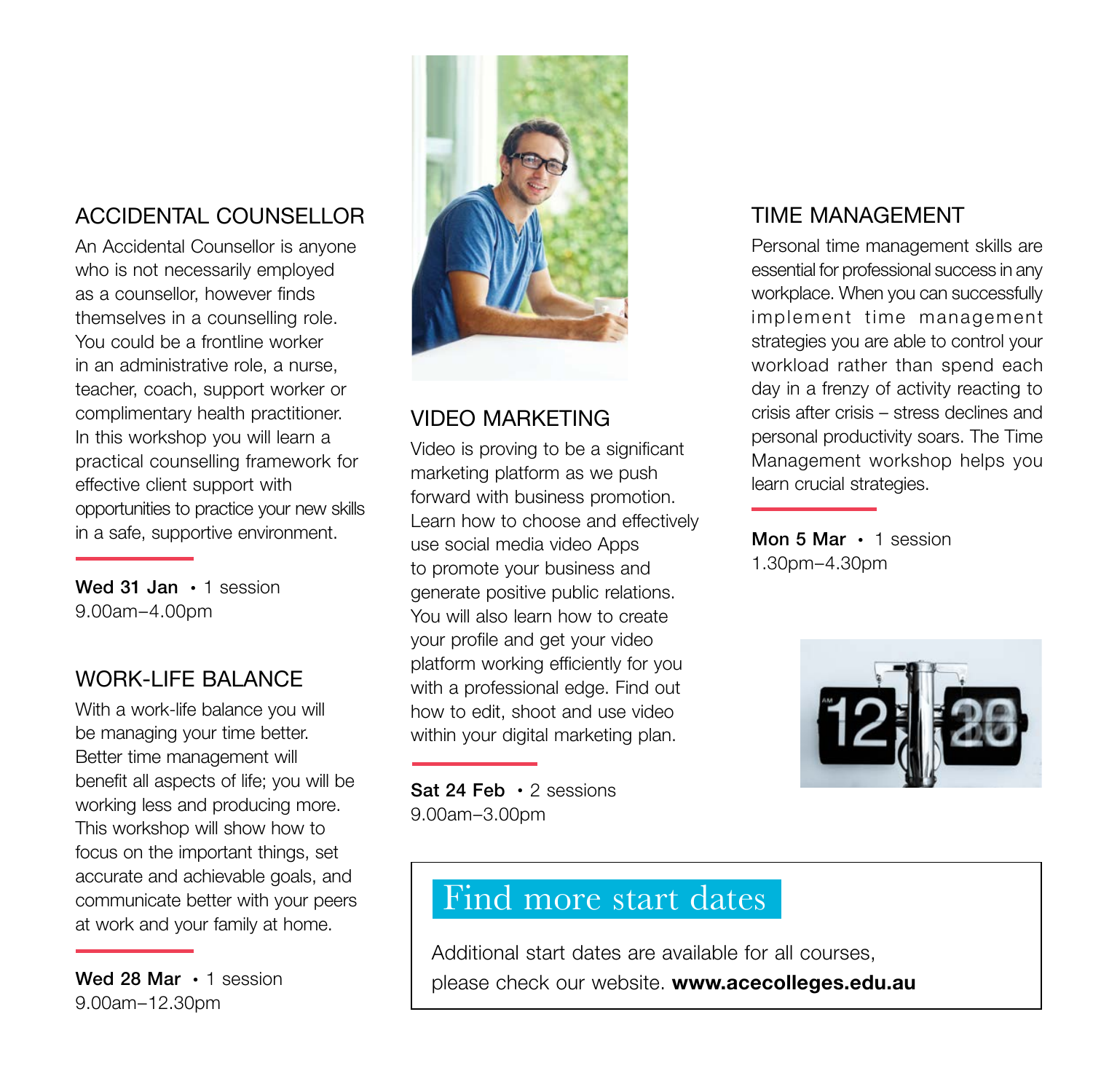## ACCIDENTAL COUNSELLOR

An Accidental Counsellor is anyone who is not necessarily employed as a counsellor, however finds themselves in a counselling role. You could be a frontline worker in an administrative role, a nurse, teacher, coach, support worker or complimentary health practitioner. In this workshop you will learn a practical counselling framework for effective client support with opportunities to practice your new skills in a safe, supportive environment.

**Wed 31 Jan** • 1 session
9.00am–4.00pm

## WORK-LIFE BALANCE

With a work-life balance you will be managing your time better. Better time management will benefit all aspects of life; you will be working less and producing more. This workshop will show how to focus on the important things, set accurate and achievable goals, and communicate better with your peers at work and your family at home.

**Wed 28 Mar** • 1 session
9.00am–12.30pm

## VIDEO MARKETING

Video is proving to be a significant marketing platform as we push forward with business promotion. Learn how to choose and effectively use social media video Apps to promote your business and generate positive public relations. You will also learn how to create your profile and get your video platform working efficiently for you with a professional edge. Find out how to edit, shoot and use video within your digital marketing plan.

**Sat 24 Feb** • 2 sessions
9.00am–3.00pm

## TIME MANAGEMENT

Personal time management skills are essential for professional success in any workplace. When you can successfully implement time management strategies you are able to control your workload rather than spend each day in a frenzy of activity reacting to crisis after crisis – stress declines and personal productivity soars. The Time Management workshop helps you learn crucial strategies.

**Mon 5 Mar** • 1 session
1.30pm–4.30pm

## Find more start dates

Additional start dates are available for all courses, please check our website. **www.acecolleges.edu.au**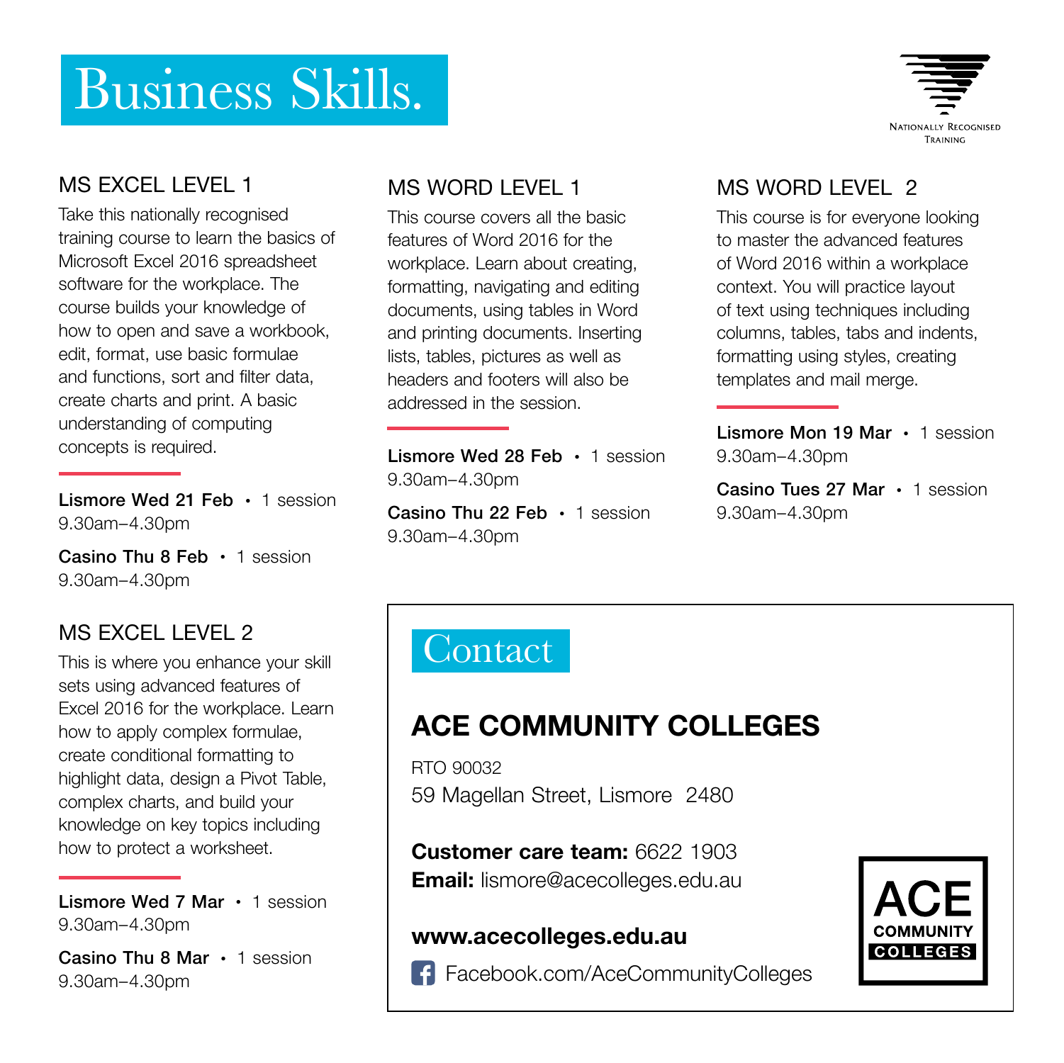# Business Skills.

Nationally Recognised Training

## MS EXCEL LEVEL 1

Take this nationally recognised training course to learn the basics of Microsoft Excel 2016 spreadsheet software for the workplace. The course builds your knowledge of how to open and save a workbook, edit, format, use basic formulae and functions, sort and filter data, create charts and print. A basic understanding of computing concepts is required.

**Lismore Wed 21 Feb** • 1 session
9.30am–4.30pm

**Casino Thu 8 Feb** • 1 session
9.30am–4.30pm

## MS EXCEL LEVEL 2

This is where you enhance your skill sets using advanced features of Excel 2016 for the workplace. Learn how to apply complex formulae, create conditional formatting to highlight data, design a Pivot Table, complex charts, and build your knowledge on key topics including how to protect a worksheet.

**Lismore Wed 7 Mar** • 1 session
9.30am–4.30pm

**Casino Thu 8 Mar** • 1 session
9.30am–4.30pm

## MS WORD LEVEL 1

This course covers all the basic features of Word 2016 for the workplace. Learn about creating, formatting, navigating and editing documents, using tables in Word and printing documents. Inserting lists, tables, pictures as well as headers and footers will also be addressed in the session.

**Lismore Wed 28 Feb** • 1 session
9.30am–4.30pm

**Casino Thu 22 Feb** • 1 session
9.30am–4.30pm

## MS WORD LEVEL 2

This course is for everyone looking to master the advanced features of Word 2016 within a workplace context. You will practice layout of text using techniques including columns, tables, tabs and indents, formatting using styles, creating templates and mail merge.

**Lismore Mon 19 Mar** • 1 session
9.30am–4.30pm

**Casino Tues 27 Mar** • 1 session
9.30am–4.30pm

## Contact

### ACE COMMUNITY COLLEGES

RTO 90032
59 Magellan Street, Lismore 2480

**Customer care team:** 6622 1903
**Email:** lismore@acecolleges.edu.au

**www.acecolleges.edu.au**

Facebook.com/AceCommunityColleges

ACE COMMUNITY COLLEGES